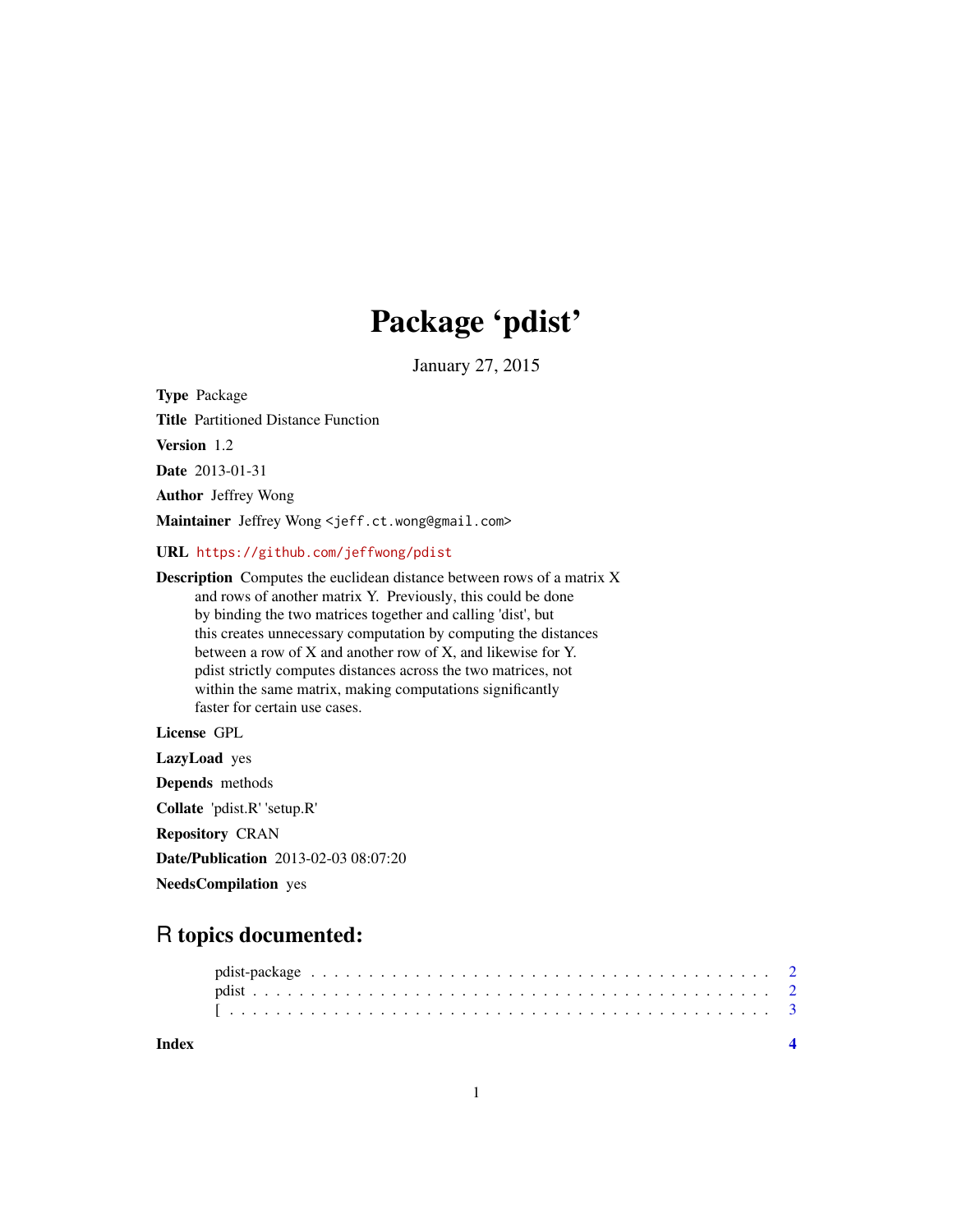# Package 'pdist'

January 27, 2015

**Type** Package

**Title** Partitioned Distance Function

**Version** 1.2

**Date** 2013-01-31

**Author** Jeffrey Wong

**Maintainer** Jeffrey Wong <jeff.ct.wong@gmail.com>

**URL** https://github.com/jeffwong/pdist

**Description** Computes the euclidean distance between rows of a matrix X and rows of another matrix Y. Previously, this could be done by binding the two matrices together and calling 'dist', but this creates unnecessary computation by computing the distances between a row of X and another row of X, and likewise for Y. pdist strictly computes distances across the two matrices, not within the same matrix, making computations significantly faster for certain use cases.

**License** GPL

**LazyLoad** yes

**Depends** methods

**Collate** 'pdist.R' 'setup.R'

**Repository** CRAN

**Date/Publication** 2013-02-03 08:07:20

**NeedsCompilation** yes

## R topics documented:

| | |
|---|---|
| pdist-package | 2 |
| pdist | 2 |
| [ | 3 |
| **Index** | **4** |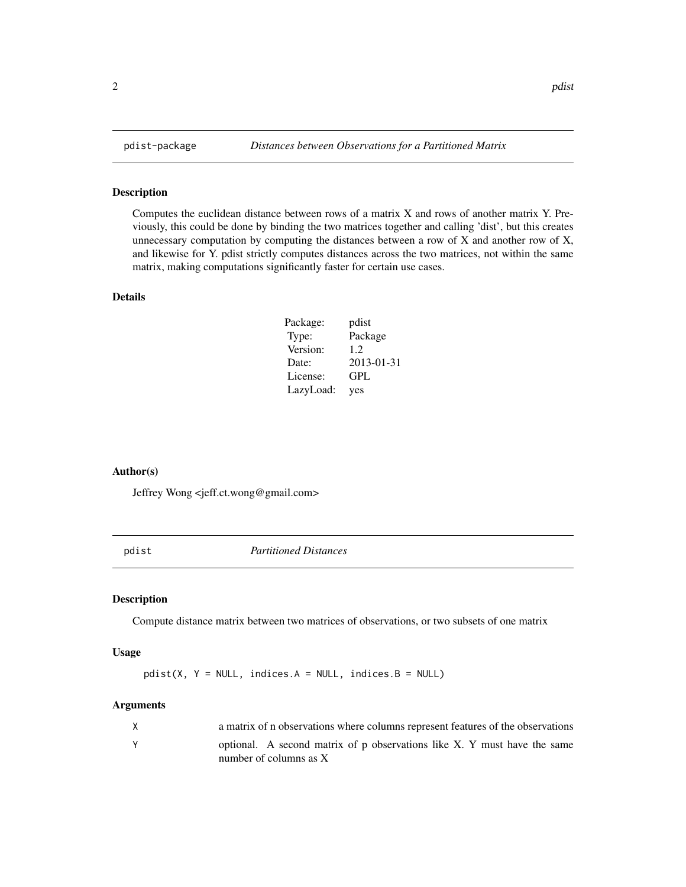## pdist-package *Distances between Observations for a Partitioned Matrix*

### Description

Computes the euclidean distance between rows of a matrix X and rows of another matrix Y. Previously, this could be done by binding the two matrices together and calling 'dist', but this creates unnecessary computation by computing the distances between a row of X and another row of X, and likewise for Y. pdist strictly computes distances across the two matrices, not within the same matrix, making computations significantly faster for certain use cases.

### Details

| | |
|---|---|
| Package: | pdist |
| Type: | Package |
| Version: | 1.2 |
| Date: | 2013-01-31 |
| License: | GPL |
| LazyLoad: | yes |

### Author(s)

Jeffrey Wong <jeff.ct.wong@gmail.com>

## pdist *Partitioned Distances*

### Description

Compute distance matrix between two matrices of observations, or two subsets of one matrix

### Usage

```
pdist(X, Y = NULL, indices.A = NULL, indices.B = NULL)
```

### Arguments

| | |
|---|---|
| X | a matrix of n observations where columns represent features of the observations |
| Y | optional. A second matrix of p observations like X. Y must have the same number of columns as X |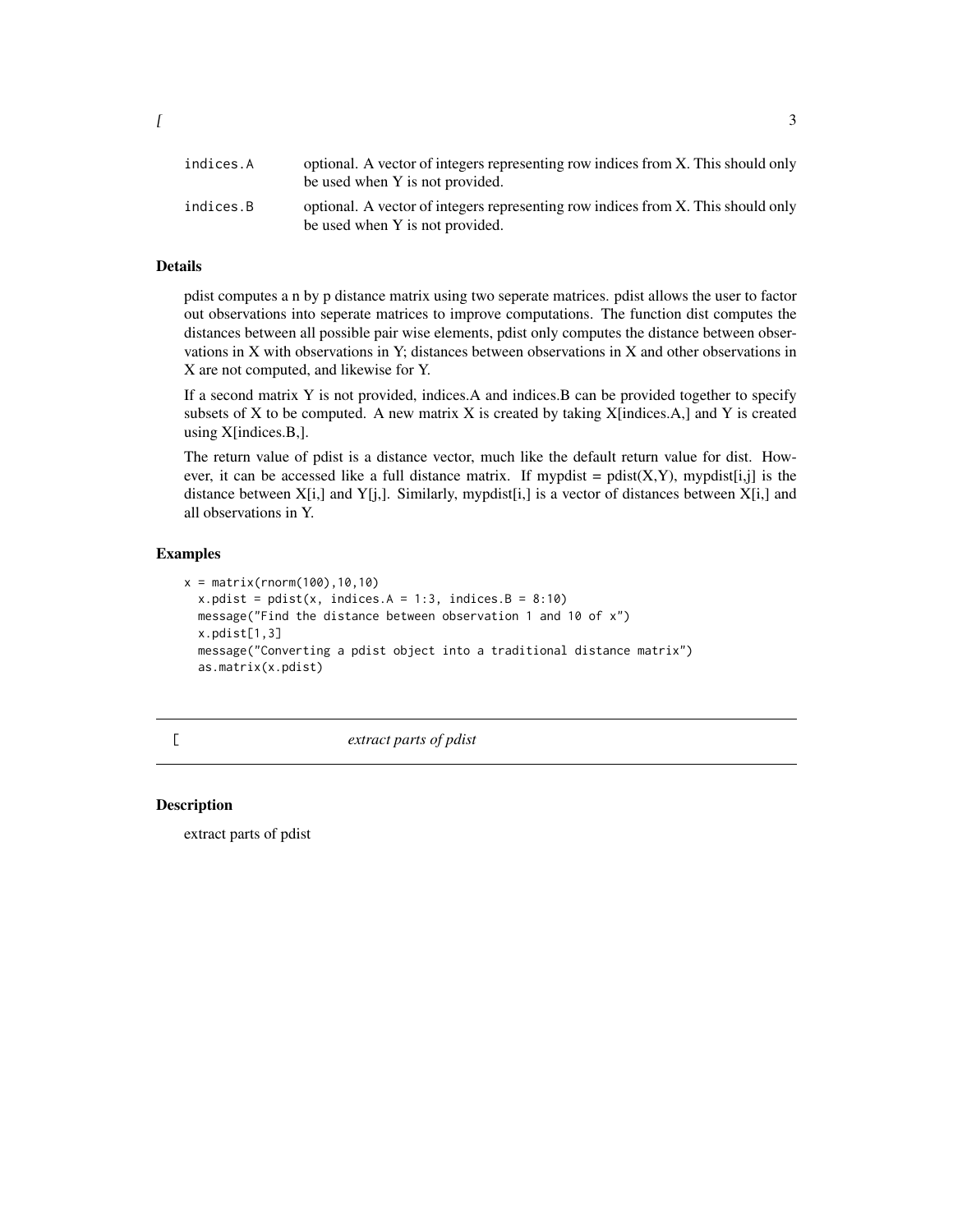| | |
|---|---|
| indices.A | optional. A vector of integers representing row indices from X. This should only be used when Y is not provided. |
| indices.B | optional. A vector of integers representing row indices from X. This should only be used when Y is not provided. |

### Details

pdist computes a n by p distance matrix using two seperate matrices. pdist allows the user to factor out observations into seperate matrices to improve computations. The function dist computes the distances between all possible pair wise elements, pdist only computes the distance between observations in X with observations in Y; distances between observations in X and other observations in X are not computed, and likewise for Y.

If a second matrix Y is not provided, indices.A and indices.B can be provided together to specify subsets of X to be computed. A new matrix X is created by taking X[indices.A,] and Y is created using X[indices.B,].

The return value of pdist is a distance vector, much like the default return value for dist. However, it can be accessed like a full distance matrix. If mypdist = pdist(X,Y), mypdist[i,j] is the distance between X[i,] and Y[j,]. Similarly, mypdist[i,] is a vector of distances between X[i,] and all observations in Y.

### Examples

```
x = matrix(rnorm(100),10,10)
  x.pdist = pdist(x, indices.A = 1:3, indices.B = 8:10)
  message("Find the distance between observation 1 and 10 of x")
  x.pdist[1,3]
  message("Converting a pdist object into a traditional distance matrix")
  as.matrix(x.pdist)
```

## [ *extract parts of pdist*

### Description

extract parts of pdist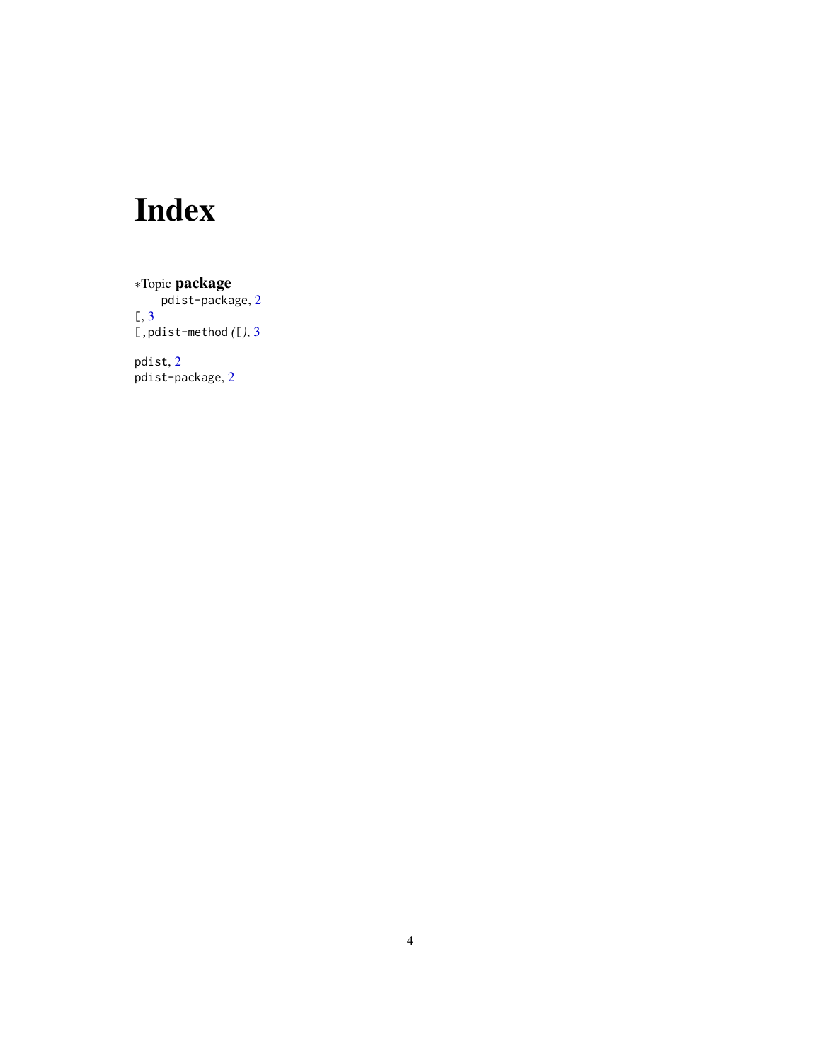# Index

*Topic **package**
    pdist-package, 2
[, 3
[,pdist-method *(*[*)*, 3

pdist, 2
pdist-package, 2